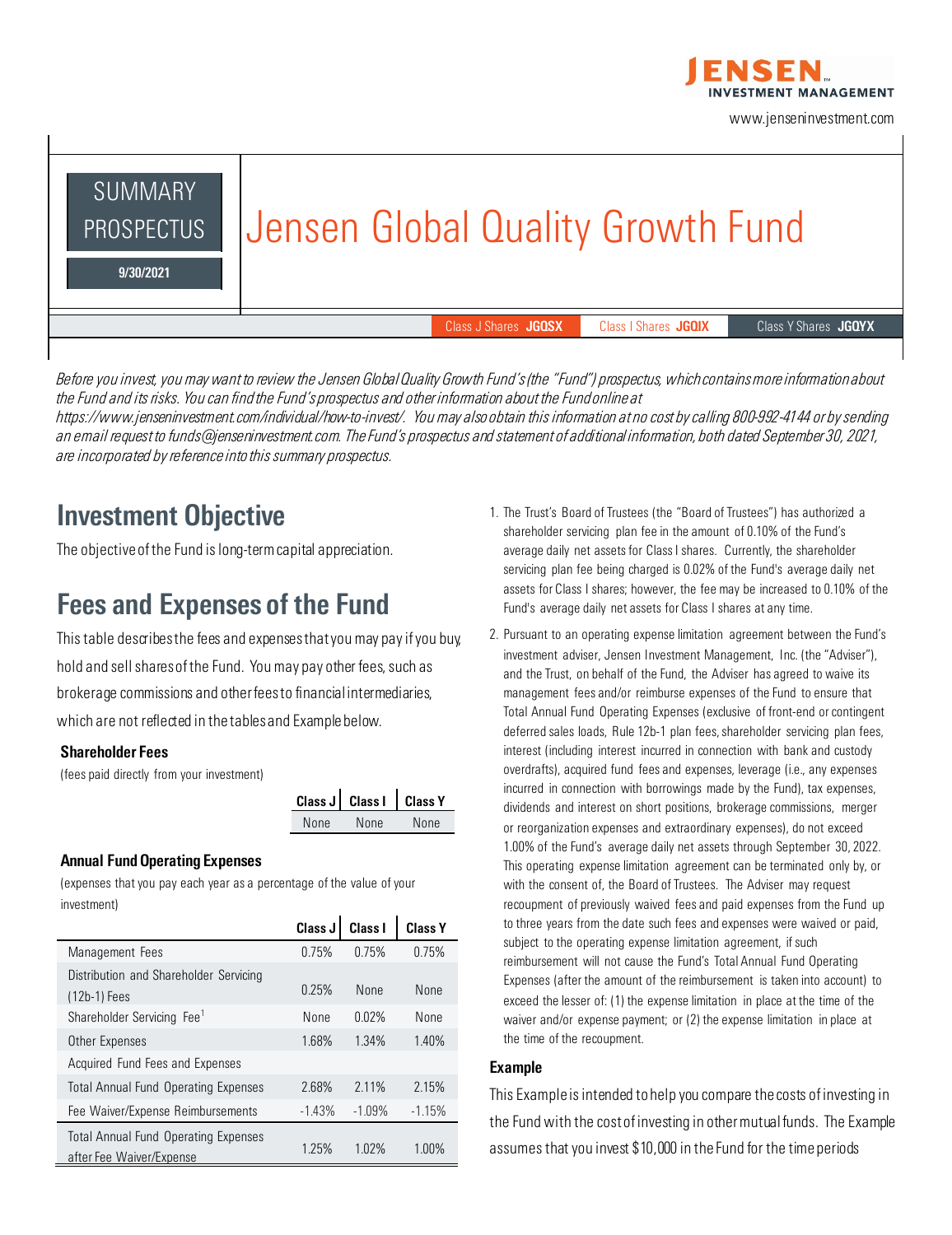JENSEN INVESTMENT MANAGEMENT

www.jenseninvestment.com

SUMMARY PROSPECTUS

**9/30/2021**

# Jensen Global Quality Growth Fund

Class J Shares **JGQSX** | Class I Shares **JGQIX** | Class Y Shares **JGQYX**

*Before you invest, you may want to review the Jensen Global Quality Growth Fund's (the "Fund") prospectus, which contains more information about the Fund and its risks. You can find the Fund's prospectus and other information about the Fund online at https://www.jenseninvestment.com/individual/how-to-invest/. You may also obtain this information at no cost by calling 800-992-4144 or by sending an email request to funds@jenseninvestment.com. The Fund's prospectus and statement of additional information, both dated September 30, 2021, are incorporated by reference into this summary prospectus.*

## Investment Objective

The objective of the Fund is long-term capital appreciation.

## Fees and Expenses of the Fund

This table describes the fees and expenses that you may pay if you buy, hold and sell shares of the Fund. You may pay other fees, such as brokerage commissions and other fees to financial intermediaries, which are not reflected in the tables and Example below.

### Shareholder Fees

(fees paid directly from your investment)

| Class J | Class I | Class Y |
|---|---|---|
| None | None | None |

### Annual Fund Operating Expenses

(expenses that you pay each year as a percentage of the value of your investment)

| | Class J | Class I | Class Y |
|---|---|---|---|
| Management Fees | 0.75% | 0.75% | 0.75% |
| Distribution and Shareholder Servicing (12b-1) Fees | 0.25% | None | None |
| Shareholder Servicing Fee[1] | None | 0.02% | None |
| Other Expenses | 1.68% | 1.34% | 1.40% |
| Acquired Fund Fees and Expenses | | | |
| Total Annual Fund Operating Expenses | 2.68% | 2.11% | 2.15% |
| Fee Waiver/Expense Reimbursements | -1.43% | -1.09% | -1.15% |
| Total Annual Fund Operating Expenses after Fee Waiver/Expense | 1.25% | 1.02% | 1.00% |

1. The Trust's Board of Trustees (the "Board of Trustees") has authorized a shareholder servicing plan fee in the amount of 0.10% of the Fund's average daily net assets for Class I shares. Currently, the shareholder servicing plan fee being charged is 0.02% of the Fund's average daily net assets for Class I shares; however, the fee may be increased to 0.10% of the Fund's average daily net assets for Class I shares at any time.

2. Pursuant to an operating expense limitation agreement between the Fund's investment adviser, Jensen Investment Management, Inc. (the "Adviser"), and the Trust, on behalf of the Fund, the Adviser has agreed to waive its management fees and/or reimburse expenses of the Fund to ensure that Total Annual Fund Operating Expenses (exclusive of front-end or contingent deferred sales loads, Rule 12b-1 plan fees, shareholder servicing plan fees, interest (including interest incurred in connection with bank and custody overdrafts), acquired fund fees and expenses, leverage (i.e., any expenses incurred in connection with borrowings made by the Fund), tax expenses, dividends and interest on short positions, brokerage commissions, merger or reorganization expenses and extraordinary expenses), do not exceed 1.00% of the Fund's average daily net assets through September 30, 2022. This operating expense limitation agreement can be terminated only by, or with the consent of, the Board of Trustees. The Adviser may request recoupment of previously waived fees and paid expenses from the Fund up to three years from the date such fees and expenses were waived or paid, subject to the operating expense limitation agreement, if such reimbursement will not cause the Fund's Total Annual Fund Operating Expenses (after the amount of the reimbursement is taken into account) to exceed the lesser of: (1) the expense limitation in place at the time of the waiver and/or expense payment; or (2) the expense limitation in place at the time of the recoupment.

### Example

This Example is intended to help you compare the costs of investing in the Fund with the cost of investing in other mutual funds. The Example assumes that you invest $10,000 in the Fund for the time periods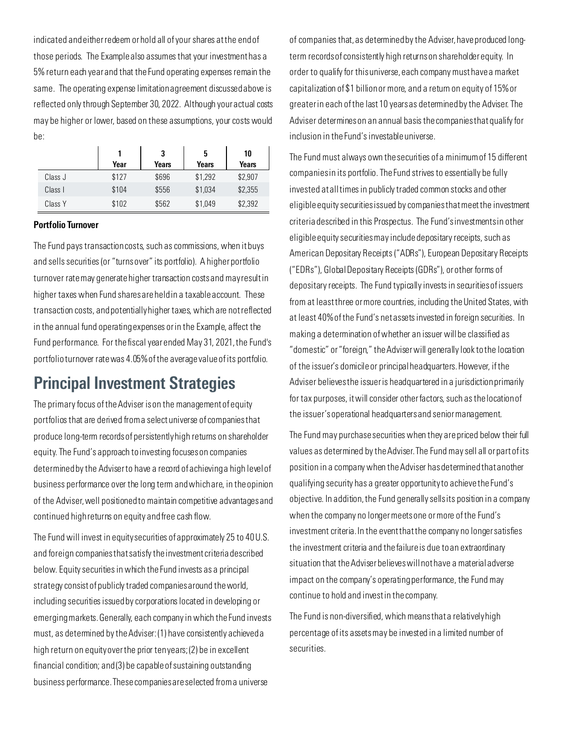indicated and either redeem or hold all of your shares at the end of those periods. The Example also assumes that your investment has a 5% return each year and that the Fund operating expenses remain the same. The operating expense limitation agreement discussed above is reflected only through September 30, 2022. Although your actual costs may be higher or lower, based on these assumptions, your costs would be:

| | 1 Year | 3 Years | 5 Years | 10 Years |
|---|---|---|---|---|
| Class J | $127 | $696 | $1,292 | $2,907 |
| Class I | $104 | $556 | $1,034 | $2,355 |
| Class Y | $102 | $562 | $1,049 | $2,392 |

**Portfolio Turnover**

The Fund pays transaction costs, such as commissions, when it buys and sells securities (or "turns over" its portfolio). A higher portfolio turnover rate may generate higher transaction costs and may result in higher taxes when Fund shares are held in a taxable account. These transaction costs, and potentially higher taxes, which are not reflected in the annual fund operating expenses or in the Example, affect the Fund performance. For the fiscal year ended May 31, 2021, the Fund's portfolio turnover rate was 4.05% of the average value of its portfolio.

## Principal Investment Strategies

The primary focus of the Adviser is on the management of equity portfolios that are derived from a select universe of companies that produce long-term records of persistently high returns on shareholder equity. The Fund's approach to investing focuses on companies determined by the Adviser to have a record of achieving a high level of business performance over the long term and which are, in the opinion of the Adviser, well positioned to maintain competitive advantages and continued high returns on equity and free cash flow.

The Fund will invest in equity securities of approximately 25 to 40 U.S. and foreign companies that satisfy the investment criteria described below. Equity securities in which the Fund invests as a principal strategy consist of publicly traded companies around the world, including securities issued by corporations located in developing or emerging markets. Generally, each company in which the Fund invests must, as determined by the Adviser: (1) have consistently achieved a high return on equity over the prior ten years; (2) be in excellent financial condition; and (3) be capable of sustaining outstanding business performance. These companies are selected from a universe of companies that, as determined by the Adviser, have produced long-term records of consistently high returns on shareholder equity. In order to qualify for this universe, each company must have a market capitalization of $1 billion or more, and a return on equity of 15% or greater in each of the last 10 years as determined by the Adviser. The Adviser determines on an annual basis the companies that qualify for inclusion in the Fund's investable universe.

The Fund must always own the securities of a minimum of 15 different companies in its portfolio. The Fund strives to essentially be fully invested at all times in publicly traded common stocks and other eligible equity securities issued by companies that meet the investment criteria described in this Prospectus. The Fund's investments in other eligible equity securities may include depositary receipts, such as American Depositary Receipts ("ADRs"), European Depositary Receipts ("EDRs"), Global Depositary Receipts (GDRs"), or other forms of depositary receipts. The Fund typically invests in securities of issuers from at least three or more countries, including the United States, with at least 40% of the Fund's net assets invested in foreign securities. In making a determination of whether an issuer will be classified as "domestic" or "foreign," the Adviser will generally look to the location of the issuer's domicile or principal headquarters. However, if the Adviser believes the issuer is headquartered in a jurisdiction primarily for tax purposes, it will consider other factors, such as the location of the issuer's operational headquarters and senior management.

The Fund may purchase securities when they are priced below their full values as determined by the Adviser. The Fund may sell all or part of its position in a company when the Adviser has determined that another qualifying security has a greater opportunity to achieve the Fund's objective. In addition, the Fund generally sells its position in a company when the company no longer meets one or more of the Fund's investment criteria. In the event that the company no longer satisfies the investment criteria and the failure is due to an extraordinary situation that the Adviser believes will not have a material adverse impact on the company's operating performance, the Fund may continue to hold and invest in the company.

The Fund is non-diversified, which means that a relatively high percentage of its assets may be invested in a limited number of securities.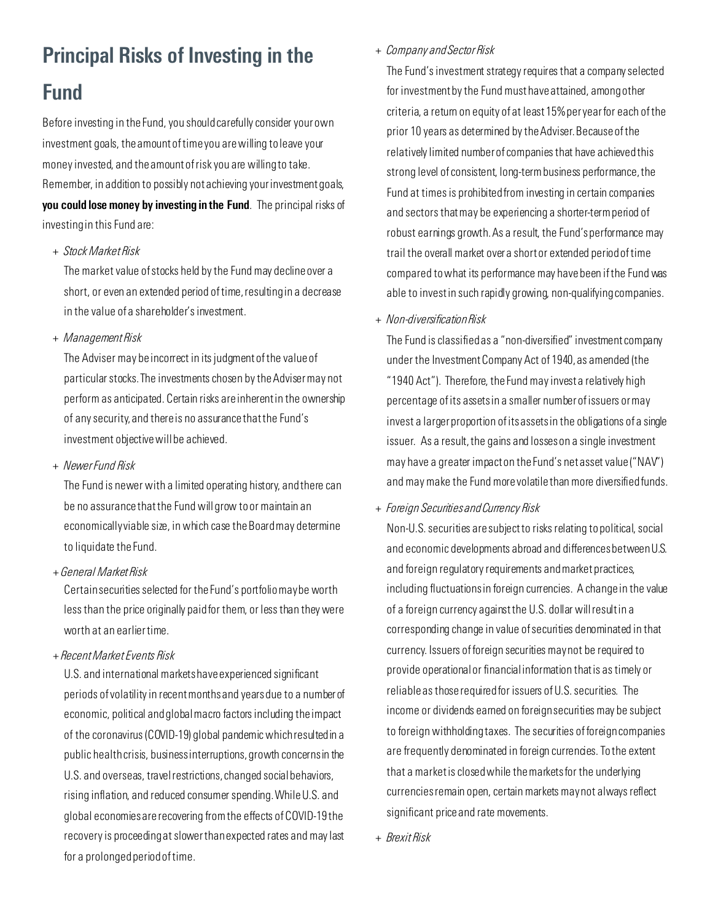## Principal Risks of Investing in the Fund

Before investing in the Fund, you should carefully consider your own investment goals, the amount of time you are willing to leave your money invested, and the amount of risk you are willing to take. Remember, in addition to possibly not achieving your investment goals, **you could lose money by investing in the Fund**. The principal risks of investing in this Fund are:

+ *Stock Market Risk*

  The market value of stocks held by the Fund may decline over a short, or even an extended period of time, resulting in a decrease in the value of a shareholder's investment.

+ *Management Risk*

  The Adviser may be incorrect in its judgment of the value of particular stocks. The investments chosen by the Adviser may not perform as anticipated. Certain risks are inherent in the ownership of any security, and there is no assurance that the Fund's investment objective will be achieved.

+ *Newer Fund Risk*

  The Fund is newer with a limited operating history, and there can be no assurance that the Fund will grow to or maintain an economically viable size, in which case the Board may determine to liquidate the Fund.

+ *General Market Risk*

  Certain securities selected for the Fund's portfolio may be worth less than the price originally paid for them, or less than they were worth at an earlier time.

+ *Recent Market Events Risk*

  U.S. and international markets have experienced significant periods of volatility in recent months and years due to a number of economic, political and global macro factors including the impact of the coronavirus (COVID-19) global pandemic which resulted in a public health crisis, business interruptions, growth concerns in the U.S. and overseas, travel restrictions, changed social behaviors, rising inflation, and reduced consumer spending. While U.S. and global economies are recovering from the effects of COVID-19 the recovery is proceeding at slower than expected rates and may last for a prolonged period of time.

+ *Company and Sector Risk*

  The Fund's investment strategy requires that a company selected for investment by the Fund must have attained, among other criteria, a return on equity of at least 15% per year for each of the prior 10 years as determined by the Adviser. Because of the relatively limited number of companies that have achieved this strong level of consistent, long-term business performance, the Fund at times is prohibited from investing in certain companies and sectors that may be experiencing a shorter-term period of robust earnings growth. As a result, the Fund's performance may trail the overall market over a short or extended period of time compared to what its performance may have been if the Fund was able to invest in such rapidly growing, non-qualifying companies.

+ *Non-diversification Risk*

  The Fund is classified as a "non-diversified" investment company under the Investment Company Act of 1940, as amended (the "1940 Act"). Therefore, the Fund may invest a relatively high percentage of its assets in a smaller number of issuers or may invest a larger proportion of its assets in the obligations of a single issuer. As a result, the gains and losses on a single investment may have a greater impact on the Fund's net asset value ("NAV") and may make the Fund more volatile than more diversified funds.

+ *Foreign Securities and Currency Risk*

  Non-U.S. securities are subject to risks relating to political, social and economic developments abroad and differences between U.S. and foreign regulatory requirements and market practices, including fluctuations in foreign currencies. A change in the value of a foreign currency against the U.S. dollar will result in a corresponding change in value of securities denominated in that currency. Issuers of foreign securities may not be required to provide operational or financial information that is as timely or reliable as those required for issuers of U.S. securities. The income or dividends earned on foreign securities may be subject to foreign withholding taxes. The securities of foreign companies are frequently denominated in foreign currencies. To the extent that a market is closed while the markets for the underlying currencies remain open, certain markets may not always reflect significant price and rate movements.

+ *Brexit Risk*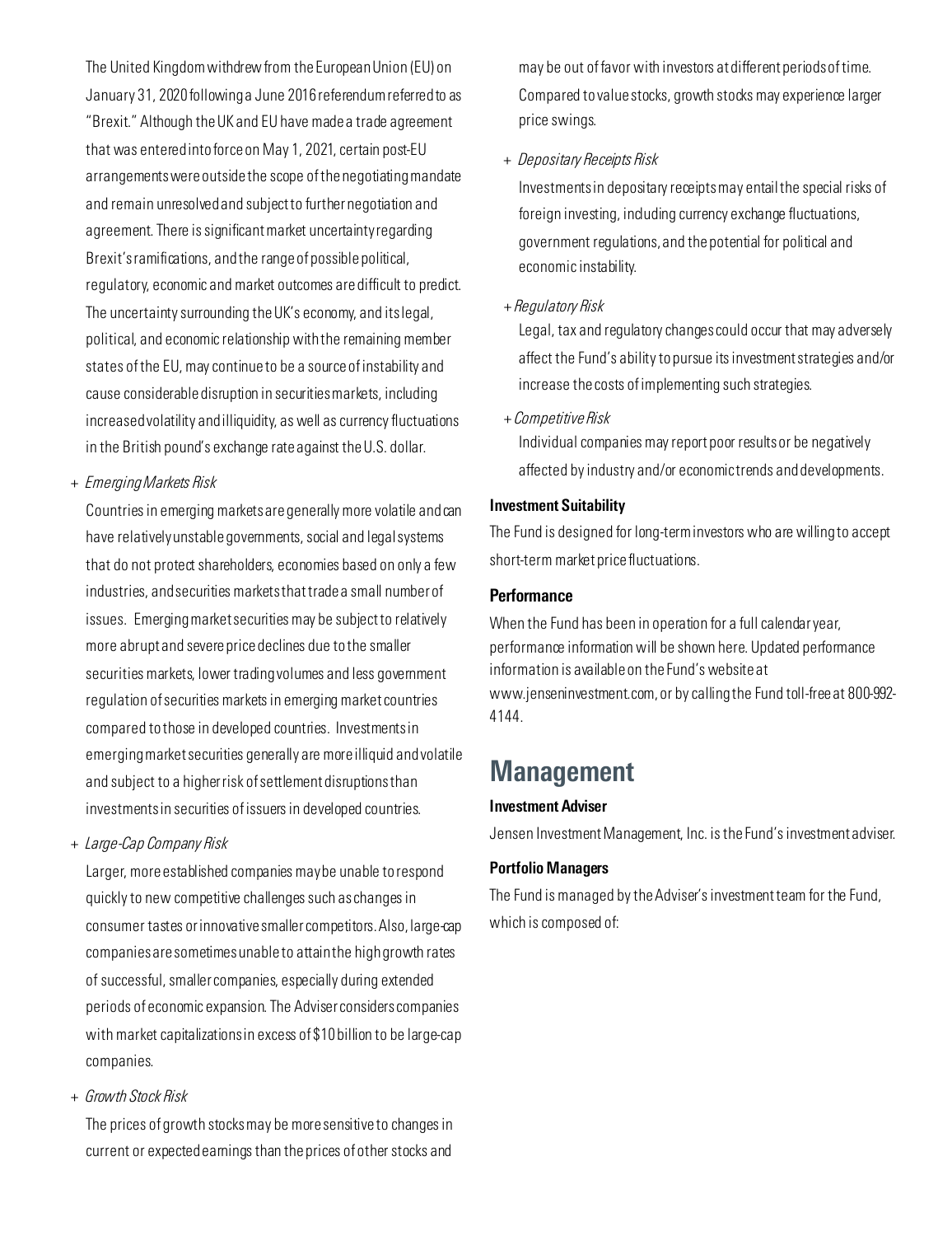The United Kingdom withdrew from the European Union (EU) on January 31, 2020 following a June 2016 referendum referred to as "Brexit." Although the UK and EU have made a trade agreement that was entered into force on May 1, 2021, certain post-EU arrangements were outside the scope of the negotiating mandate and remain unresolved and subject to further negotiation and agreement. There is significant market uncertainty regarding Brexit's ramifications, and the range of possible political, regulatory, economic and market outcomes are difficult to predict. The uncertainty surrounding the UK's economy, and its legal, political, and economic relationship with the remaining member states of the EU, may continue to be a source of instability and cause considerable disruption in securities markets, including increased volatility and illiquidity, as well as currency fluctuations in the British pound's exchange rate against the U.S. dollar.

+ *Emerging Markets Risk*

  Countries in emerging markets are generally more volatile and can have relatively unstable governments, social and legal systems that do not protect shareholders, economies based on only a few industries, and securities markets that trade a small number of issues. Emerging market securities may be subject to relatively more abrupt and severe price declines due to the smaller securities markets, lower trading volumes and less government regulation of securities markets in emerging market countries compared to those in developed countries. Investments in emerging market securities generally are more illiquid and volatile and subject to a higher risk of settlement disruptions than investments in securities of issuers in developed countries.

+ *Large-Cap Company Risk*

  Larger, more established companies may be unable to respond quickly to new competitive challenges such as changes in consumer tastes or innovative smaller competitors. Also, large-cap companies are sometimes unable to attain the high growth rates of successful, smaller companies, especially during extended periods of economic expansion. The Adviser considers companies with market capitalizations in excess of $10 billion to be large-cap companies.

+ *Growth Stock Risk*

  The prices of growth stocks may be more sensitive to changes in current or expected earnings than the prices of other stocks and may be out of favor with investors at different periods of time. Compared to value stocks, growth stocks may experience larger price swings.

+ *Depositary Receipts Risk*

  Investments in depositary receipts may entail the special risks of foreign investing, including currency exchange fluctuations, government regulations, and the potential for political and economic instability.

+ *Regulatory Risk*

  Legal, tax and regulatory changes could occur that may adversely affect the Fund's ability to pursue its investment strategies and/or increase the costs of implementing such strategies.

+ *Competitive Risk*

  Individual companies may report poor results or be negatively affected by industry and/or economic trends and developments.

**Investment Suitability**

The Fund is designed for long-term investors who are willing to accept short-term market price fluctuations.

**Performance**

When the Fund has been in operation for a full calendar year, performance information will be shown here. Updated performance information is available on the Fund's website at www.jenseninvestment.com, or by calling the Fund toll-free at 800-992-4144.

# Management

**Investment Adviser**

Jensen Investment Management, Inc. is the Fund's investment adviser.

**Portfolio Managers**

The Fund is managed by the Adviser's investment team for the Fund, which is composed of: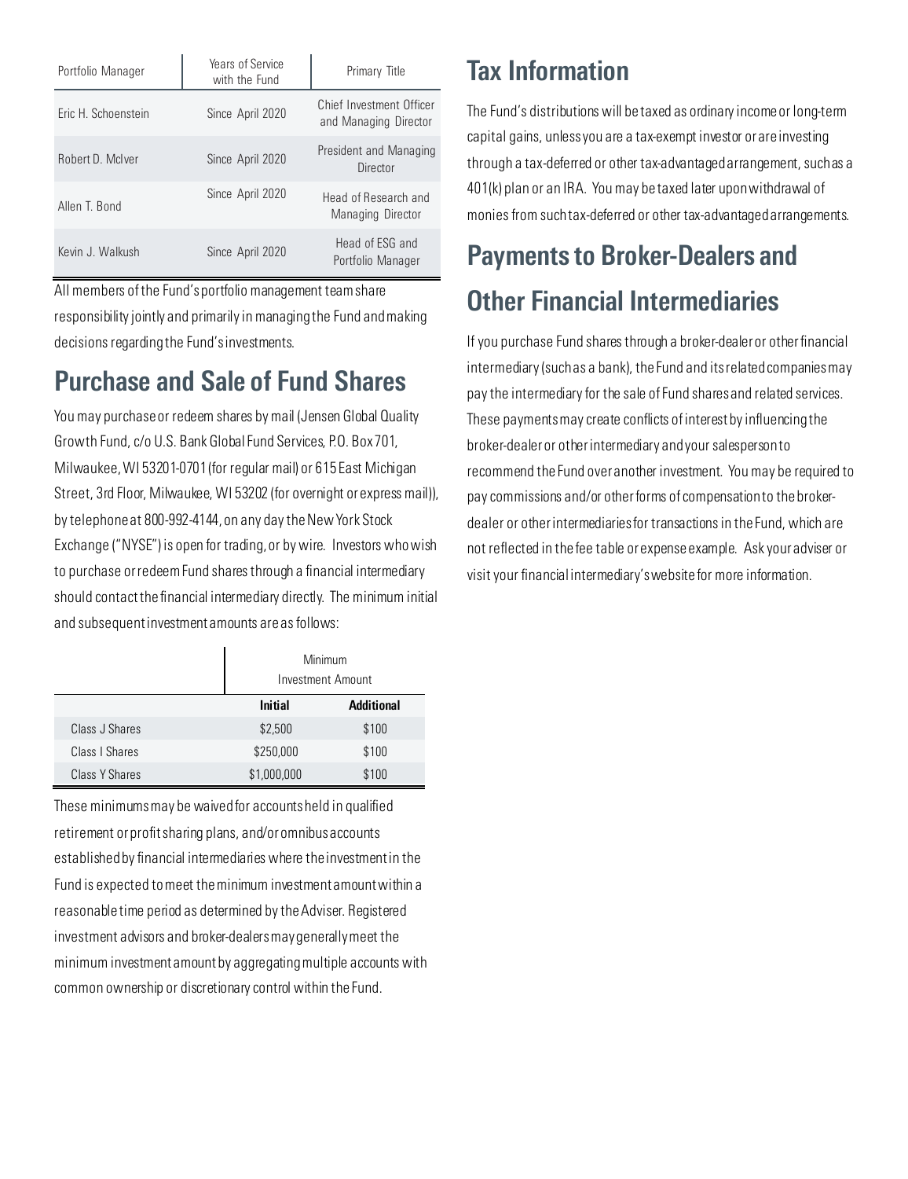| Portfolio Manager | Years of Service with the Fund | Primary Title |
| --- | --- | --- |
| Eric H. Schoenstein | Since April 2020 | Chief Investment Officer and Managing Director |
| Robert D. McIver | Since April 2020 | President and Managing Director |
| Allen T. Bond | Since April 2020 | Head of Research and Managing Director |
| Kevin J. Walkush | Since April 2020 | Head of ESG and Portfolio Manager |

All members of the Fund's portfolio management team share responsibility jointly and primarily in managing the Fund and making decisions regarding the Fund's investments.

## Purchase and Sale of Fund Shares

You may purchase or redeem shares by mail (Jensen Global Quality Growth Fund, c/o U.S. Bank Global Fund Services, P.O. Box 701, Milwaukee, WI 53201-0701 (for regular mail) or 615 East Michigan Street, 3rd Floor, Milwaukee, WI 53202 (for overnight or express mail)), by telephone at 800-992-4144, on any day the New York Stock Exchange ("NYSE") is open for trading, or by wire. Investors who wish to purchase or redeem Fund shares through a financial intermediary should contact the financial intermediary directly. The minimum initial and subsequent investment amounts are as follows:

| | Minimum Investment Amount | |
| --- | --- | --- |
| | **Initial** | **Additional** |
| Class J Shares | $2,500 | $100 |
| Class I Shares | $250,000 | $100 |
| Class Y Shares | $1,000,000 | $100 |

These minimums may be waived for accounts held in qualified retirement or profit sharing plans, and/or omnibus accounts established by financial intermediaries where the investment in the Fund is expected to meet the minimum investment amount within a reasonable time period as determined by the Adviser. Registered investment advisors and broker-dealers may generally meet the minimum investment amount by aggregating multiple accounts with common ownership or discretionary control within the Fund.

## Tax Information

The Fund's distributions will be taxed as ordinary income or long-term capital gains, unless you are a tax-exempt investor or are investing through a tax-deferred or other tax-advantaged arrangement, such as a 401(k) plan or an IRA. You may be taxed later upon withdrawal of monies from such tax-deferred or other tax-advantaged arrangements.

## Payments to Broker-Dealers and Other Financial Intermediaries

If you purchase Fund shares through a broker-dealer or other financial intermediary (such as a bank), the Fund and its related companies may pay the intermediary for the sale of Fund shares and related services. These payments may create conflicts of interest by influencing the broker-dealer or other intermediary and your salesperson to recommend the Fund over another investment. You may be required to pay commissions and/or other forms of compensation to the broker-dealer or other intermediaries for transactions in the Fund, which are not reflected in the fee table or expense example. Ask your adviser or visit your financial intermediary's website for more information.